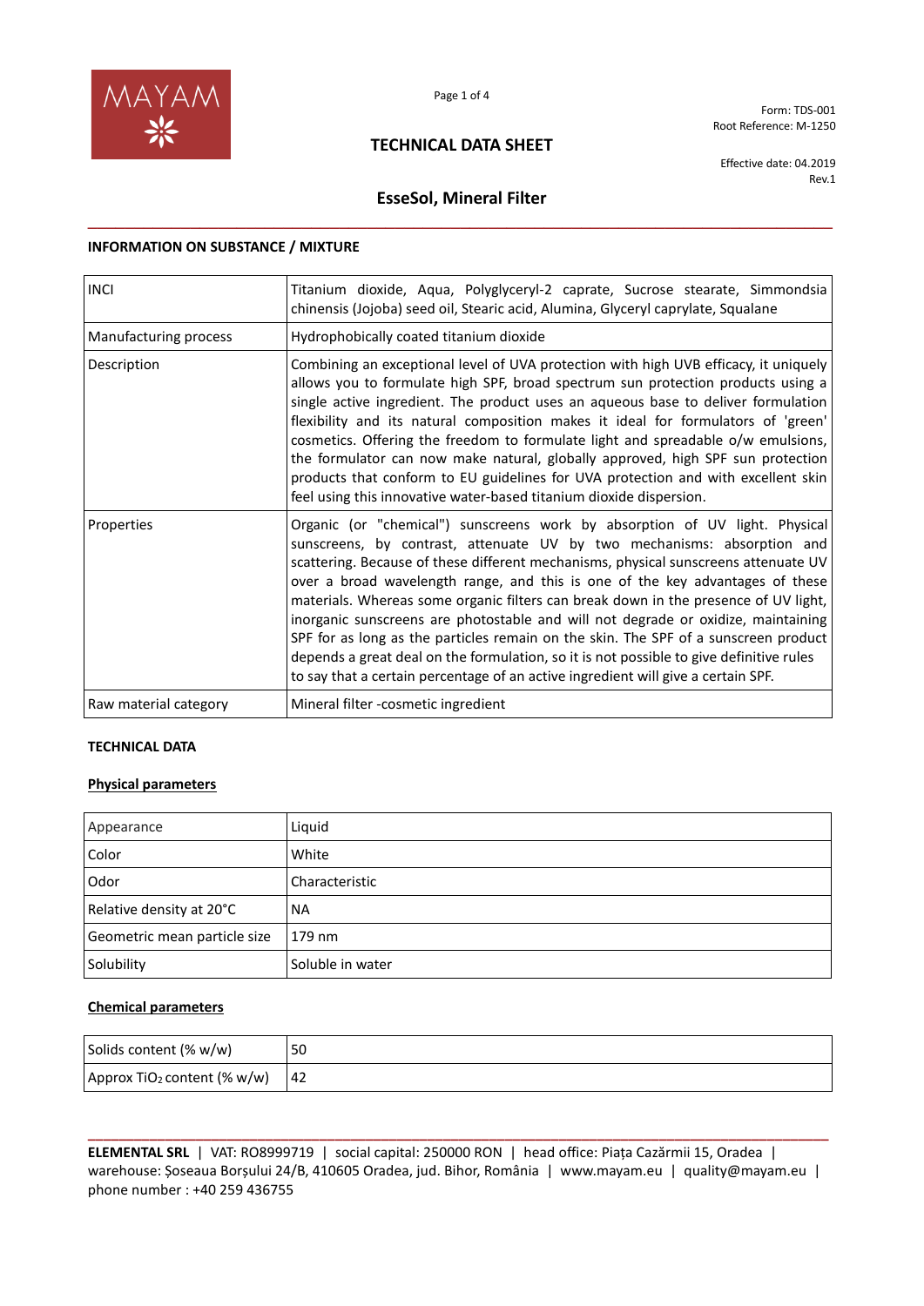Form: TDS-001
Root Reference: M-1250

# TECHNICAL DATA SHEET

Effective date: 04.2019
Rev.1

## EsseSol, Mineral Filter

### INFORMATION ON SUBSTANCE / MIXTURE

| | |
|---|---|
| INCI | Titanium dioxide, Aqua, Polyglyceryl-2 caprate, Sucrose stearate, Simmondsia chinensis (Jojoba) seed oil, Stearic acid, Alumina, Glyceryl caprylate, Squalane |
| Manufacturing process | Hydrophobically coated titanium dioxide |
| Description | Combining an exceptional level of UVA protection with high UVB efficacy, it uniquely allows you to formulate high SPF, broad spectrum sun protection products using a single active ingredient. The product uses an aqueous base to deliver formulation flexibility and its natural composition makes it ideal for formulators of 'green' cosmetics. Offering the freedom to formulate light and spreadable o/w emulsions, the formulator can now make natural, globally approved, high SPF sun protection products that conform to EU guidelines for UVA protection and with excellent skin feel using this innovative water-based titanium dioxide dispersion. |
| Properties | Organic (or "chemical") sunscreens work by absorption of UV light. Physical sunscreens, by contrast, attenuate UV by two mechanisms: absorption and scattering. Because of these different mechanisms, physical sunscreens attenuate UV over a broad wavelength range, and this is one of the key advantages of these materials. Whereas some organic filters can break down in the presence of UV light, inorganic sunscreens are photostable and will not degrade or oxidize, maintaining SPF for as long as the particles remain on the skin. The SPF of a sunscreen product depends a great deal on the formulation, so it is not possible to give definitive rules to say that a certain percentage of an active ingredient will give a certain SPF. |
| Raw material category | Mineral filter -cosmetic ingredient |

### TECHNICAL DATA

#### Physical parameters

| | |
|---|---|
| Appearance | Liquid |
| Color | White |
| Odor | Characteristic |
| Relative density at 20°C | NA |
| Geometric mean particle size | 179 nm |
| Solubility | Soluble in water |

#### Chemical parameters

| | |
|---|---|
| Solids content (% w/w) | 50 |
| Approx $TiO_2$ content (% w/w) | 42 |

**ELEMENTAL SRL** | VAT: RO8999719 | social capital: 250000 RON | head office: Piața Cazărmii 15, Oradea | warehouse: Șoseaua Borșului 24/B, 410605 Oradea, jud. Bihor, România | www.mayam.eu | quality@mayam.eu | phone number : +40 259 436755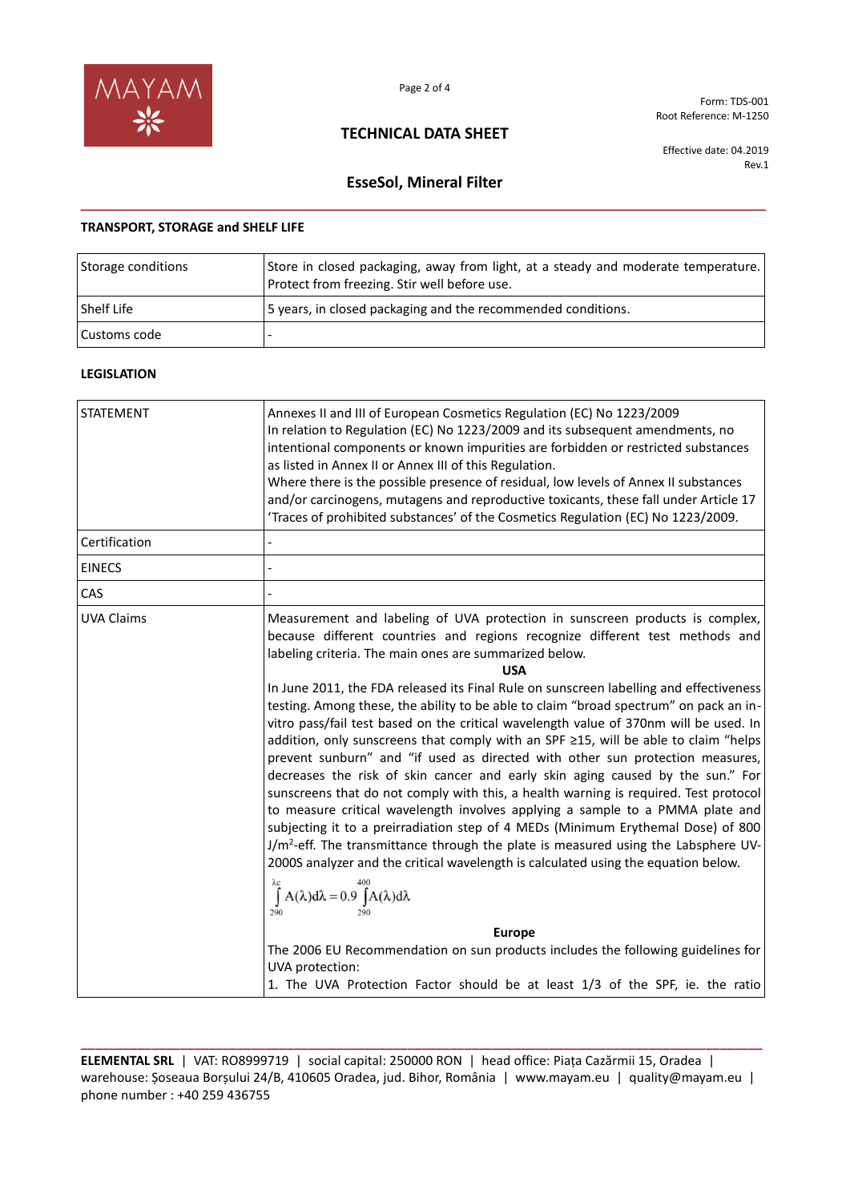## TRANSPORT, STORAGE and SHELF LIFE

| | |
|---|---|
| Storage conditions | Store in closed packaging, away from light, at a steady and moderate temperature. Protect from freezing. Stir well before use. |
| Shelf Life | 5 years, in closed packaging and the recommended conditions. |
| Customs code | - |

## LEGISLATION

| | |
|---|---|
| STATEMENT | Annexes II and III of European Cosmetics Regulation (EC) No 1223/2009<br>In relation to Regulation (EC) No 1223/2009 and its subsequent amendments, no intentional components or known impurities are forbidden or restricted substances as listed in Annex II or Annex III of this Regulation.<br>Where there is the possible presence of residual, low levels of Annex II substances and/or carcinogens, mutagens and reproductive toxicants, these fall under Article 17 'Traces of prohibited substances' of the Cosmetics Regulation (EC) No 1223/2009. |
| Certification | - |
| EINECS | - |
| CAS | - |
| UVA Claims | Measurement and labeling of UVA protection in sunscreen products is complex, because different countries and regions recognize different test methods and labeling criteria. The main ones are summarized below.<br>**USA**<br>In June 2011, the FDA released its Final Rule on sunscreen labelling and effectiveness testing. Among these, the ability to be able to claim "broad spectrum" on pack an in-vitro pass/fail test based on the critical wavelength value of 370nm will be used. In addition, only sunscreens that comply with an SPF ≥15, will be able to claim "helps prevent sunburn" and "if used as directed with other sun protection measures, decreases the risk of skin cancer and early skin aging caused by the sun." For sunscreens that do not comply with this, a health warning is required. Test protocol to measure critical wavelength involves applying a sample to a PMMA plate and subjecting it to a preirradiation step of 4 MEDs (Minimum Erythemal Dose) of 800 $J/m^2$-eff. The transmittance through the plate is measured using the Labsphere UV-2000S analyzer and the critical wavelength is calculated using the equation below.<br>$\int_{290}^{\lambda c} A(\lambda)d\lambda = 0.9 \int_{290}^{400} A(\lambda)d\lambda$<br>**Europe**<br>The 2006 EU Recommendation on sun products includes the following guidelines for UVA protection:<br>1. The UVA Protection Factor should be at least 1/3 of the SPF, ie. the ratio |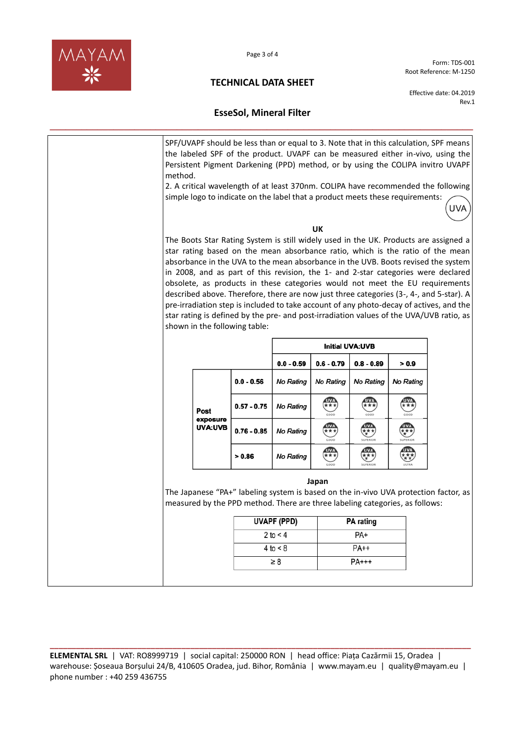SPF/UVAPF should be less than or equal to 3. Note that in this calculation, SPF means the labeled SPF of the product. UVAPF can be measured either in-vivo, using the Persistent Pigment Darkening (PPD) method, or by using the COLIPA invitro UVAPF method.

2. A critical wavelength of at least 370nm. COLIPA have recommended the following simple logo to indicate on the label that a product meets these requirements: UVA

**UK**

The Boots Star Rating System is still widely used in the UK. Products are assigned a star rating based on the mean absorbance ratio, which is the ratio of the mean absorbance in the UVA to the mean absorbance in the UVB. Boots revised the system in 2008, and as part of this revision, the 1- and 2-star categories were declared obsolete, as products in these categories would not meet the EU requirements described above. Therefore, there are now just three categories (3-, 4-, and 5-star). A pre-irradiation step is included to take account of any photo-decay of actives, and the star rating is defined by the pre- and post-irradiation values of the UVA/UVB ratio, as shown in the following table:

| | | Initial UVA:UVB | | | |
|---|---|---|---|---|---|
| | | 0.0 - 0.59 | 0.6 - 0.79 | 0.8 - 0.89 | > 0.9 |
| Post exposure UVA:UVB | 0.0 - 0.56 | *No Rating* | *No Rating* | *No Rating* | *No Rating* |
| | 0.57 - 0.75 | *No Rating* | UVA ★★★ GOOD | UVA ★★★ GOOD | UVA ★★★ GOOD |
| | 0.76 - 0.85 | *No Rating* | UVA ★★★ GOOD | UVA ★★★ SUPERIOR | UVA ★★★ SUPERIOR |
| | > 0.86 | *No Rating* | UVA ★★★ GOOD | UVA ★★★ SUPERIOR | UVA ★★★ ULTRA |

**Japan**

The Japanese "PA+" labeling system is based on the in-vivo UVA protection factor, as measured by the PPD method. There are three labeling categories, as follows:

| UVAPF (PPD) | PA rating |
|---|---|
| 2 to < 4 | PA+ |
| 4 to < 8 | PA++ |
| ≥ 8 | PA+++ |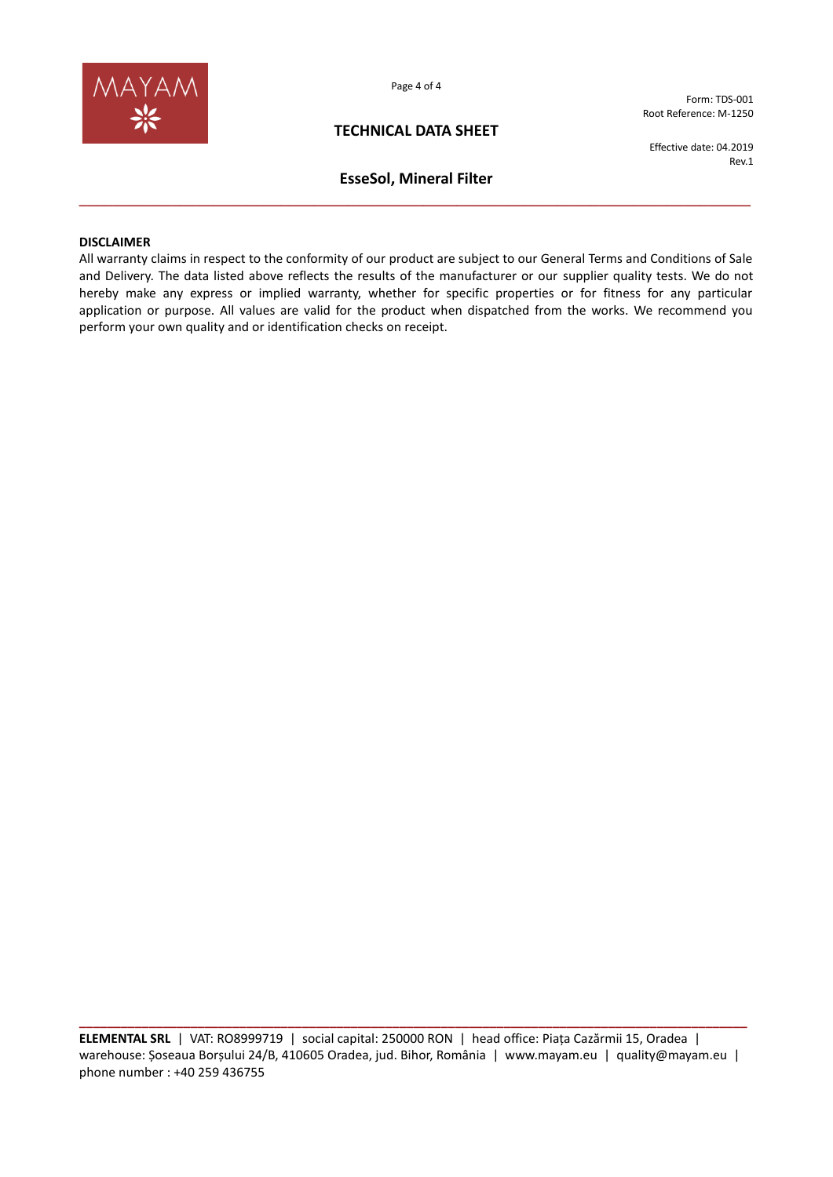## DISCLAIMER

All warranty claims in respect to the conformity of our product are subject to our General Terms and Conditions of Sale and Delivery. The data listed above reflects the results of the manufacturer or our supplier quality tests. We do not hereby make any express or implied warranty, whether for specific properties or for fitness for any particular application or purpose. All values are valid for the product when dispatched from the works. We recommend you perform your own quality and or identification checks on receipt.